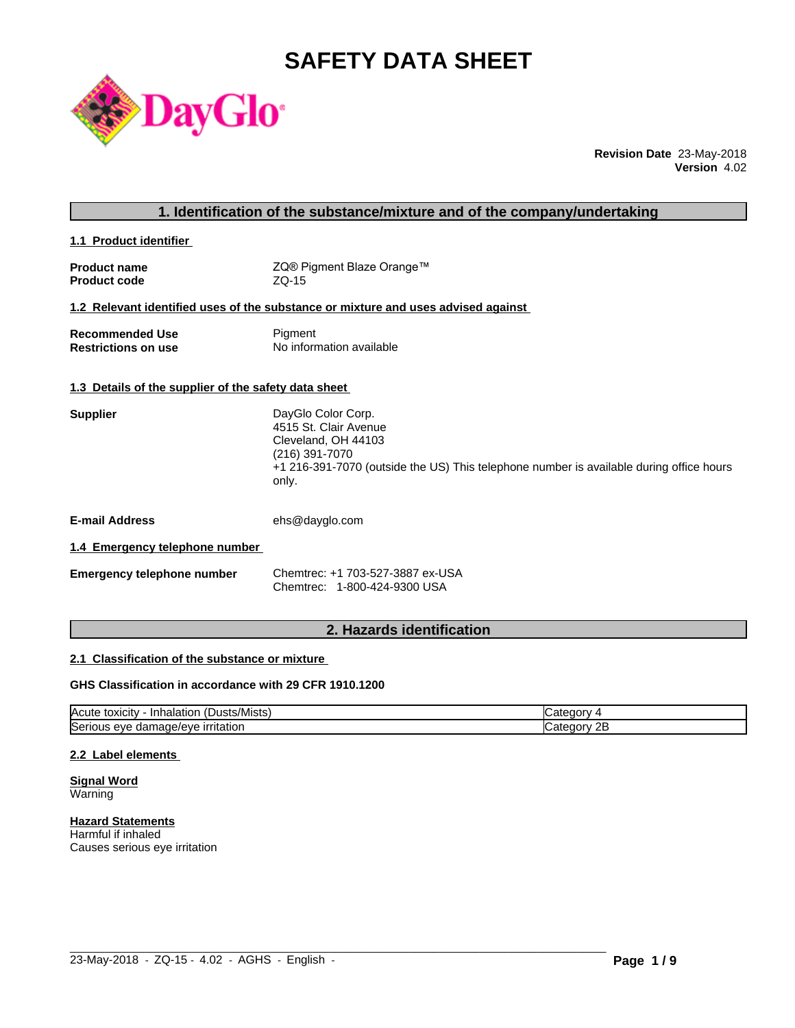# SAFETY DATA SHEET

**Revision Date** 23-May-2018
**Version** 4.02

## 1. Identification of the substance/mixture and of the company/undertaking

### 1.1 Product identifier

**Product name** ZQ® Pigment Blaze Orange™
**Product code** ZQ-15

### 1.2 Relevant identified uses of the substance or mixture and uses advised against

**Recommended Use** Pigment
**Restrictions on use** No information available

### 1.3 Details of the supplier of the safety data sheet

**Supplier**
DayGlo Color Corp.
4515 St. Clair Avenue
Cleveland, OH 44103
(216) 391-7070
+1 216-391-7070 (outside the US) This telephone number is available during office hours only.

**E-mail Address** ehs@dayglo.com

### 1.4 Emergency telephone number

**Emergency telephone number**
Chemtrec: +1 703-527-3887 ex-USA
Chemtrec: 1-800-424-9300 USA

## 2. Hazards identification

### 2.1 Classification of the substance or mixture

**GHS Classification in accordance with 29 CFR 1910.1200**

| | |
|---|---|
| Acute toxicity - Inhalation (Dusts/Mists) | Category 4 |
| Serious eye damage/eye irritation | Category 2B |

### 2.2 Label elements

**Signal Word**
Warning

**Hazard Statements**
Harmful if inhaled
Causes serious eye irritation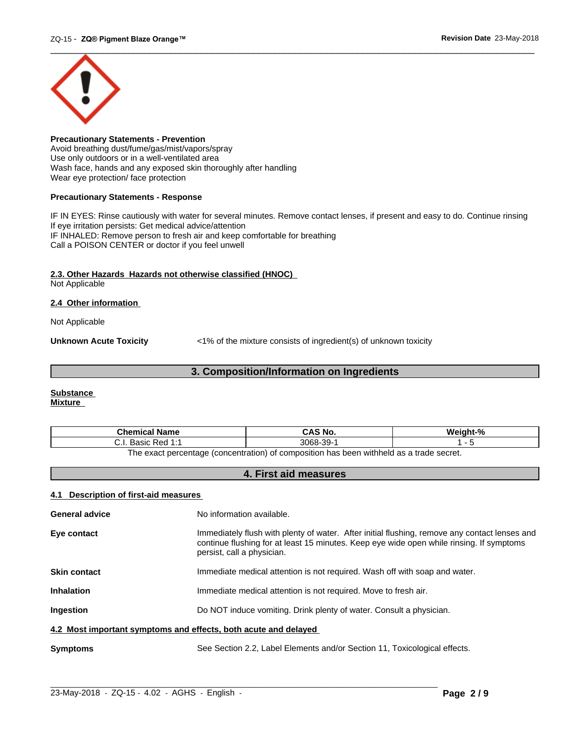**Precautionary Statements - Prevention**
Avoid breathing dust/fume/gas/mist/vapors/spray
Use only outdoors or in a well-ventilated area
Wash face, hands and any exposed skin thoroughly after handling
Wear eye protection/ face protection

**Precautionary Statements - Response**

IF IN EYES: Rinse cautiously with water for several minutes. Remove contact lenses, if present and easy to do. Continue rinsing
If eye irritation persists: Get medical advice/attention
IF INHALED: Remove person to fresh air and keep comfortable for breathing
Call a POISON CENTER or doctor if you feel unwell

**2.3. Other Hazards Hazards not otherwise classified (HNOC)**
Not Applicable

**2.4 Other information**

Not Applicable

**Unknown Acute Toxicity** <1% of the mixture consists of ingredient(s) of unknown toxicity

## 3. Composition/Information on Ingredients

**Substance**
**Mixture**

| Chemical Name | CAS No. | Weight-% |
|---|---|---|
| C.I. Basic Red 1:1 | 3068-39-1 | 1 - 5 |

The exact percentage (concentration) of composition has been withheld as a trade secret.

## 4. First aid measures

**4.1 Description of first-aid measures**

**General advice** No information available.

**Eye contact** Immediately flush with plenty of water. After initial flushing, remove any contact lenses and continue flushing for at least 15 minutes. Keep eye wide open while rinsing. If symptoms persist, call a physician.

**Skin contact** Immediate medical attention is not required. Wash off with soap and water.

**Inhalation** Immediate medical attention is not required. Move to fresh air.

**Ingestion** Do NOT induce vomiting. Drink plenty of water. Consult a physician.

**4.2 Most important symptoms and effects, both acute and delayed**

**Symptoms** See Section 2.2, Label Elements and/or Section 11, Toxicological effects.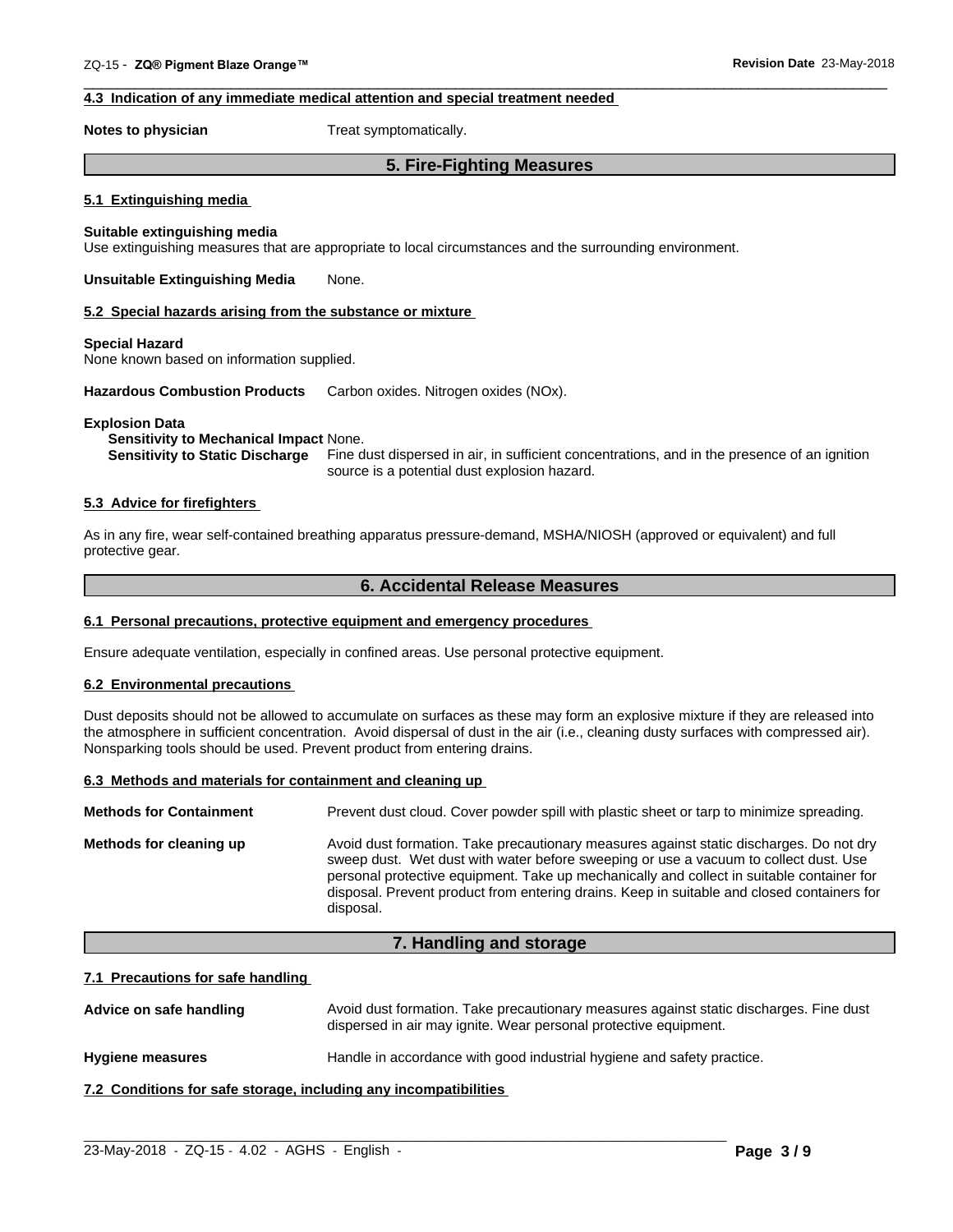#### 4.3 Indication of any immediate medical attention and special treatment needed

**Notes to physician** Treat symptomatically.

## 5. Fire-Fighting Measures

#### 5.1 Extinguishing media

**Suitable extinguishing media**
Use extinguishing measures that are appropriate to local circumstances and the surrounding environment.

**Unsuitable Extinguishing Media** None.

#### 5.2 Special hazards arising from the substance or mixture

**Special Hazard**
None known based on information supplied.

**Hazardous Combustion Products** Carbon oxides. Nitrogen oxides (NOx).

**Explosion Data**
**Sensitivity to Mechanical Impact** None.
**Sensitivity to Static Discharge** Fine dust dispersed in air, in sufficient concentrations, and in the presence of an ignition source is a potential dust explosion hazard.

#### 5.3 Advice for firefighters

As in any fire, wear self-contained breathing apparatus pressure-demand, MSHA/NIOSH (approved or equivalent) and full protective gear.

## 6. Accidental Release Measures

#### 6.1 Personal precautions, protective equipment and emergency procedures

Ensure adequate ventilation, especially in confined areas. Use personal protective equipment.

#### 6.2 Environmental precautions

Dust deposits should not be allowed to accumulate on surfaces as these may form an explosive mixture if they are released into the atmosphere in sufficient concentration. Avoid dispersal of dust in the air (i.e., cleaning dusty surfaces with compressed air). Nonsparking tools should be used. Prevent product from entering drains.

#### 6.3 Methods and materials for containment and cleaning up

**Methods for Containment** Prevent dust cloud. Cover powder spill with plastic sheet or tarp to minimize spreading.

**Methods for cleaning up** Avoid dust formation. Take precautionary measures against static discharges. Do not dry sweep dust. Wet dust with water before sweeping or use a vacuum to collect dust. Use personal protective equipment. Take up mechanically and collect in suitable container for disposal. Prevent product from entering drains. Keep in suitable and closed containers for disposal.

## 7. Handling and storage

#### 7.1 Precautions for safe handling

**Advice on safe handling** Avoid dust formation. Take precautionary measures against static discharges. Fine dust dispersed in air may ignite. Wear personal protective equipment.

**Hygiene measures** Handle in accordance with good industrial hygiene and safety practice.

#### 7.2 Conditions for safe storage, including any incompatibilities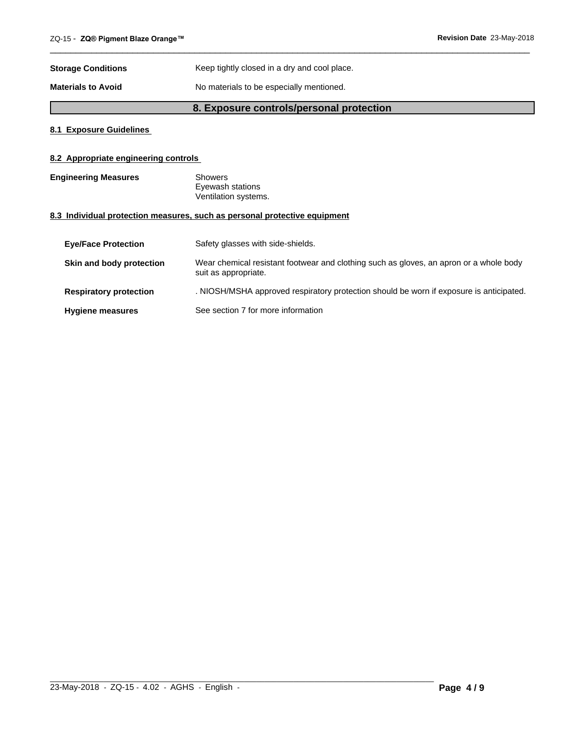**Storage Conditions** Keep tightly closed in a dry and cool place.

**Materials to Avoid** No materials to be especially mentioned.

## 8. Exposure controls/personal protection

### 8.1 Exposure Guidelines

### 8.2 Appropriate engineering controls

**Engineering Measures** Showers
Eyewash stations
Ventilation systems.

### 8.3 Individual protection measures, such as personal protective equipment

**Eye/Face Protection** Safety glasses with side-shields.

**Skin and body protection** Wear chemical resistant footwear and clothing such as gloves, an apron or a whole body suit as appropriate.

**Respiratory protection** . NIOSH/MSHA approved respiratory protection should be worn if exposure is anticipated.

**Hygiene measures** See section 7 for more information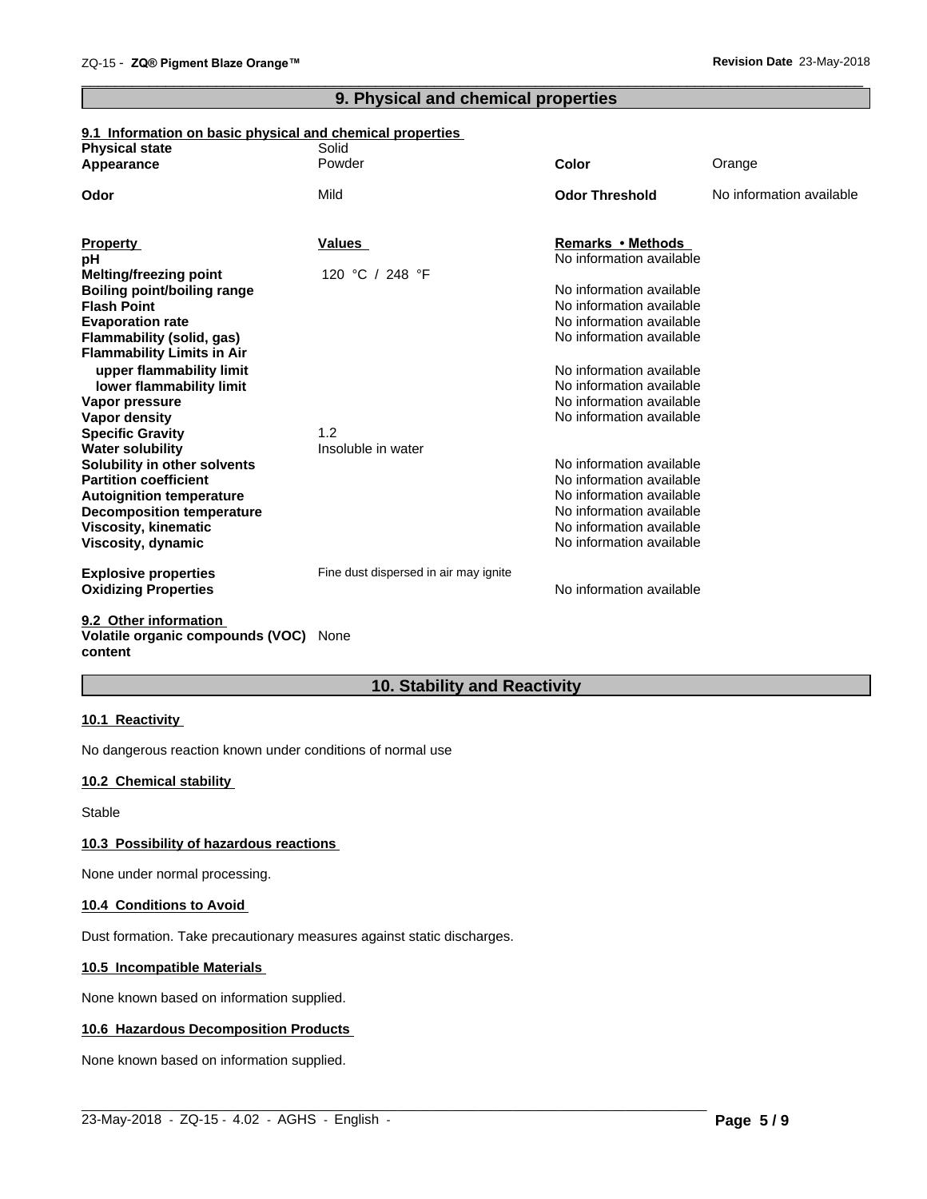## 9. Physical and chemical properties

### 9.1 Information on basic physical and chemical properties

| | | | |
|---|---|---|---|
| **Physical state** | Solid | | |
| **Appearance** | Powder | **Color** | Orange |
| **Odor** | Mild | **Odor Threshold** | No information available |

| **Property** | **Values** | **Remarks • Methods** |
|---|---|---|
| **pH** | | No information available |
| **Melting/freezing point** | 120 °C / 248 °F | |
| **Boiling point/boiling range** | | No information available |
| **Flash Point** | | No information available |
| **Evaporation rate** | | No information available |
| **Flammability (solid, gas)** | | No information available |
| **Flammability Limits in Air** | | |
| **upper flammability limit** | | No information available |
| **lower flammability limit** | | No information available |
| **Vapor pressure** | | No information available |
| **Vapor density** | | No information available |
| **Specific Gravity** | 1.2 | |
| **Water solubility** | Insoluble in water | |
| **Solubility in other solvents** | | No information available |
| **Partition coefficient** | | No information available |
| **Autoignition temperature** | | No information available |
| **Decomposition temperature** | | No information available |
| **Viscosity, kinematic** | | No information available |
| **Viscosity, dynamic** | | No information available |
| **Explosive properties** | Fine dust dispersed in air may ignite | |
| **Oxidizing Properties** | | No information available |

### 9.2 Other information

**Volatile organic compounds (VOC) content** None

## 10. Stability and Reactivity

### 10.1 Reactivity

No dangerous reaction known under conditions of normal use

### 10.2 Chemical stability

Stable

### 10.3 Possibility of hazardous reactions

None under normal processing.

### 10.4 Conditions to Avoid

Dust formation. Take precautionary measures against static discharges.

### 10.5 Incompatible Materials

None known based on information supplied.

### 10.6 Hazardous Decomposition Products

None known based on information supplied.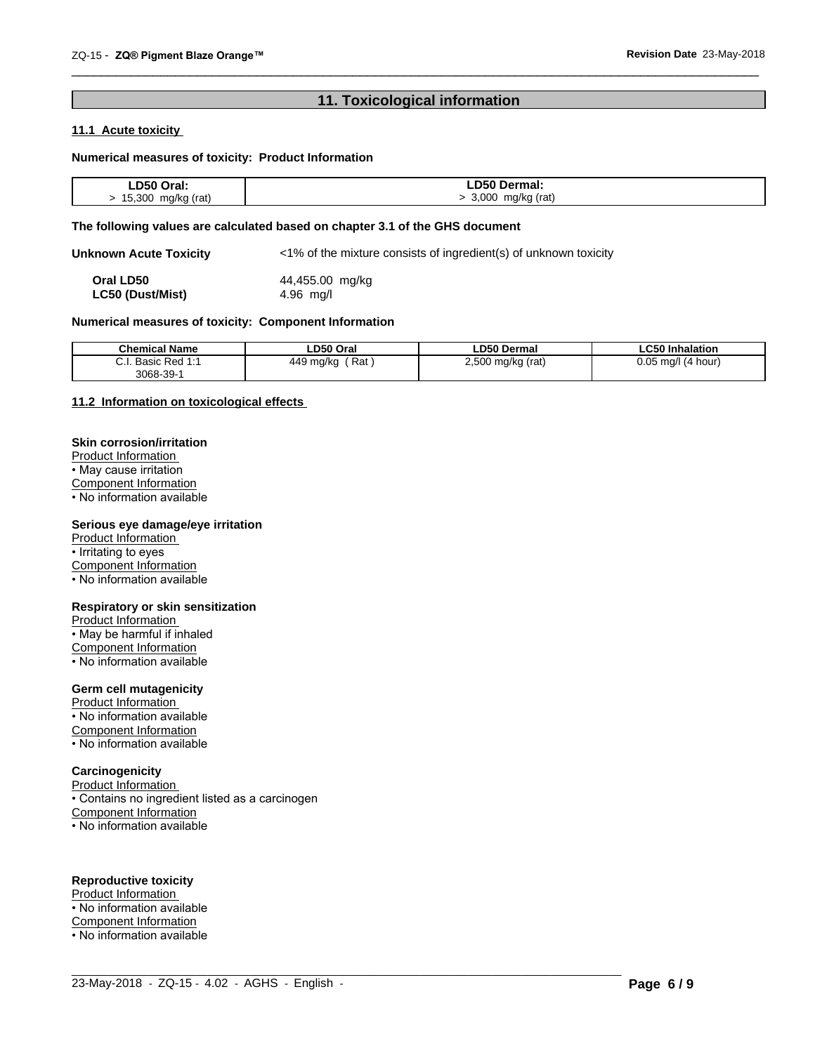## 11. Toxicological information

### 11.1 Acute toxicity

**Numerical measures of toxicity: Product Information**

| LD50 Oral: | LD50 Dermal: |
|---|---|
| > 15,300 mg/kg (rat) | > 3,000 mg/kg (rat) |

**The following values are calculated based on chapter 3.1 of the GHS document**

**Unknown Acute Toxicity** <1% of the mixture consists of ingredient(s) of unknown toxicity

**Oral LD50** 44,455.00 mg/kg
**LC50 (Dust/Mist)** 4.96 mg/l

**Numerical measures of toxicity: Component Information**

| Chemical Name | LD50 Oral | LD50 Dermal | LC50 Inhalation |
|---|---|---|---|
| C.I. Basic Red 1:1 3068-39-1 | 449 mg/kg ( Rat ) | 2,500 mg/kg (rat) | 0.05 mg/l (4 hour) |

### 11.2 Information on toxicological effects

**Skin corrosion/irritation**
Product Information
• May cause irritation
Component Information
• No information available

**Serious eye damage/eye irritation**
Product Information
• Irritating to eyes
Component Information
• No information available

**Respiratory or skin sensitization**
Product Information
• May be harmful if inhaled
Component Information
• No information available

**Germ cell mutagenicity**
Product Information
• No information available
Component Information
• No information available

**Carcinogenicity**
Product Information
• Contains no ingredient listed as a carcinogen
Component Information
• No information available

**Reproductive toxicity**
Product Information
• No information available
Component Information
• No information available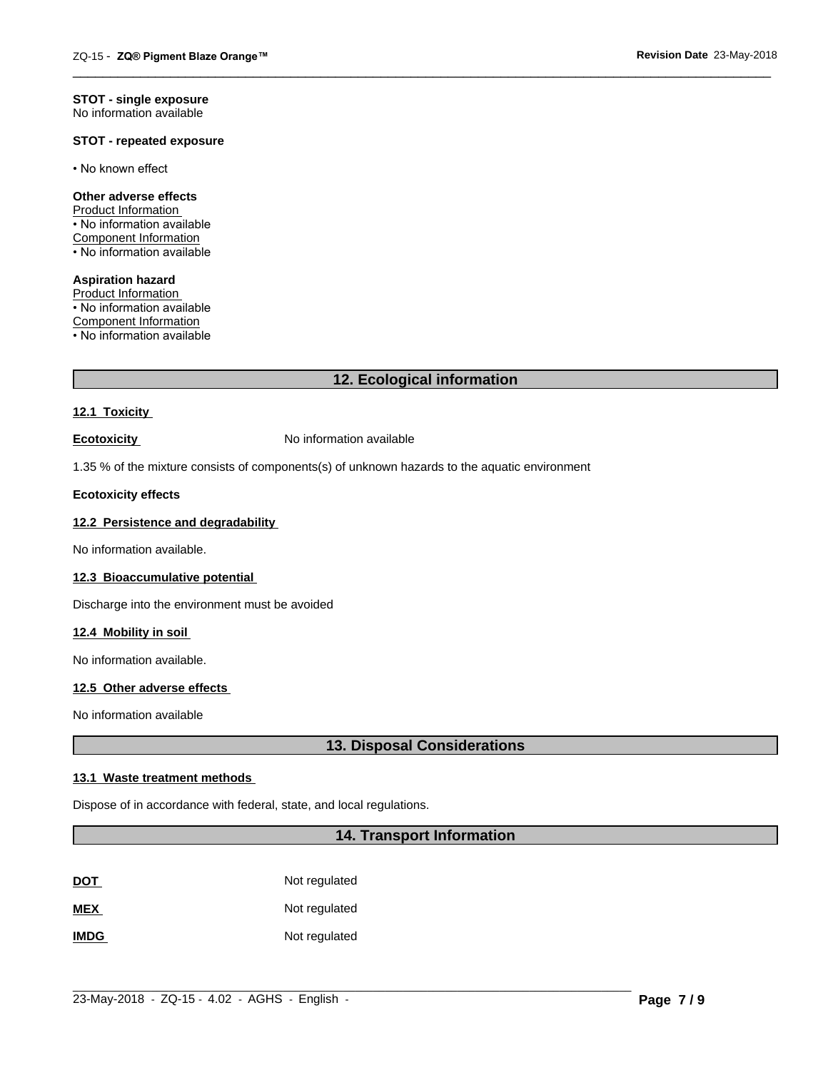**STOT - single exposure**
No information available

**STOT - repeated exposure**

• No known effect

**Other adverse effects**
Product Information
• No information available
Component Information
• No information available

**Aspiration hazard**
Product Information
• No information available
Component Information
• No information available

## 12. Ecological information

### 12.1 Toxicity

**Ecotoxicity** No information available

1.35 % of the mixture consists of components(s) of unknown hazards to the aquatic environment

**Ecotoxicity effects**

### 12.2 Persistence and degradability

No information available.

### 12.3 Bioaccumulative potential

Discharge into the environment must be avoided

### 12.4 Mobility in soil

No information available.

### 12.5 Other adverse effects

No information available

## 13. Disposal Considerations

### 13.1 Waste treatment methods

Dispose of in accordance with federal, state, and local regulations.

## 14. Transport Information

| | |
|---|---|
| **DOT** | Not regulated |
| **MEX** | Not regulated |
| **IMDG** | Not regulated |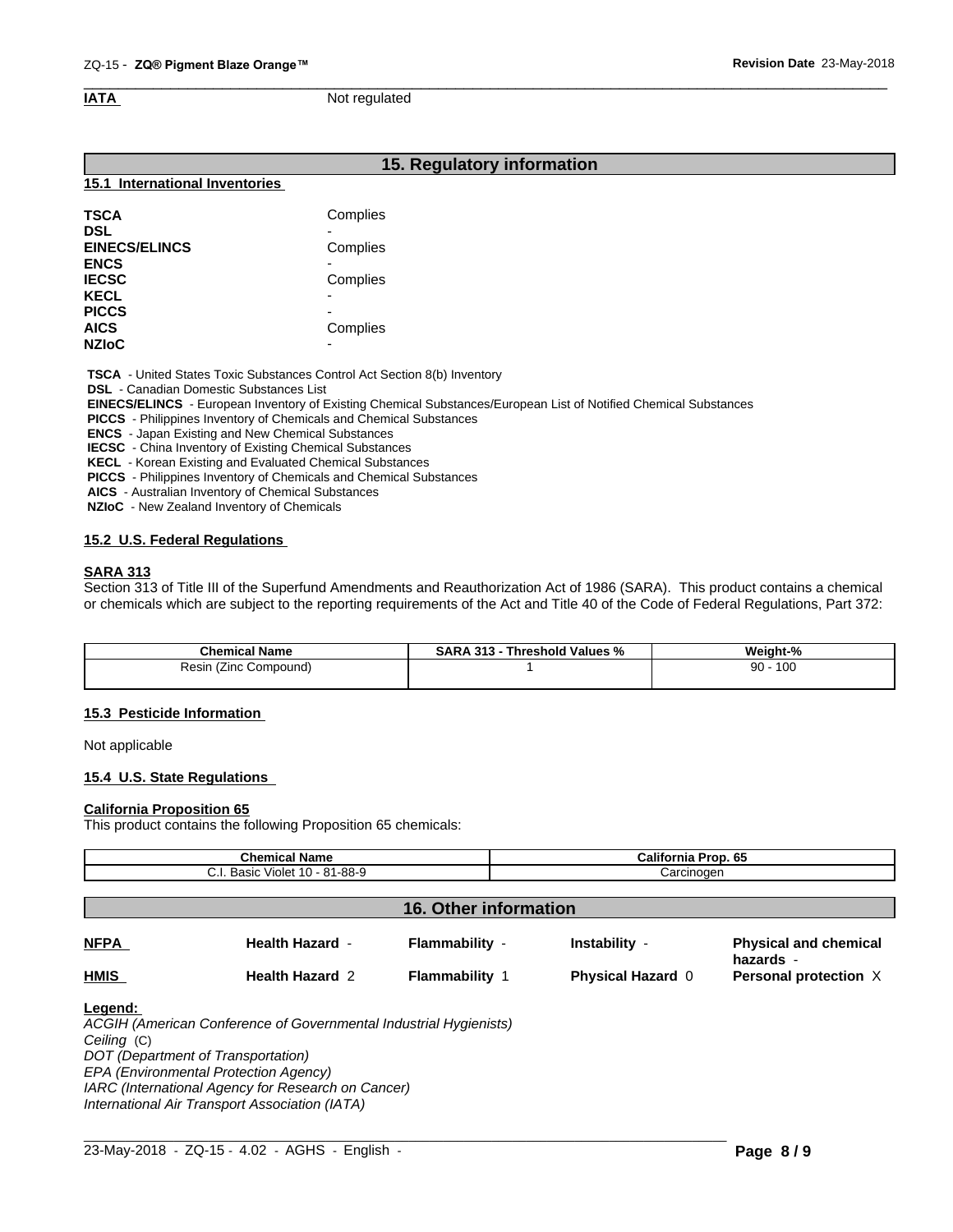**IATA** Not regulated

## 15. Regulatory information

### 15.1 International Inventories

| | |
|---|---|
| **TSCA** | Complies |
| **DSL** | - |
| **EINECS/ELINCS** | Complies |
| **ENCS** | - |
| **IECSC** | Complies |
| **KECL** | - |
| **PICCS** | - |
| **AICS** | Complies |
| **NZIoC** | - |

**TSCA** - United States Toxic Substances Control Act Section 8(b) Inventory
**DSL** - Canadian Domestic Substances List
**EINECS/ELINCS** - European Inventory of Existing Chemical Substances/European List of Notified Chemical Substances
**PICCS** - Philippines Inventory of Chemicals and Chemical Substances
**ENCS** - Japan Existing and New Chemical Substances
**IECSC** - China Inventory of Existing Chemical Substances
**KECL** - Korean Existing and Evaluated Chemical Substances
**PICCS** - Philippines Inventory of Chemicals and Chemical Substances
**AICS** - Australian Inventory of Chemical Substances
**NZIoC** - New Zealand Inventory of Chemicals

### 15.2 U.S. Federal Regulations

**SARA 313**

Section 313 of Title III of the Superfund Amendments and Reauthorization Act of 1986 (SARA). This product contains a chemical or chemicals which are subject to the reporting requirements of the Act and Title 40 of the Code of Federal Regulations, Part 372:

| Chemical Name | SARA 313 - Threshold Values % | Weight-% |
|---|---|---|
| Resin (Zinc Compound) | 1 | 90 - 100 |

### 15.3 Pesticide Information

Not applicable

### 15.4 U.S. State Regulations

**California Proposition 65**

This product contains the following Proposition 65 chemicals:

| Chemical Name | California Prop. 65 |
|---|---|
| C.I. Basic Violet 10 - 81-88-9 | Carcinogen |

## 16. Other information

| | | | | |
|---|---|---|---|---|
| **NFPA** | **Health Hazard** - | **Flammability** - | **Instability** - | **Physical and chemical hazards** - |
| **HMIS** | **Health Hazard** 2 | **Flammability** 1 | **Physical Hazard** 0 | **Personal protection** X |

**Legend:**

*ACGIH (American Conference of Governmental Industrial Hygienists)*
*Ceiling* (C)
*DOT (Department of Transportation)*
*EPA (Environmental Protection Agency)*
*IARC (International Agency for Research on Cancer)*
*International Air Transport Association (IATA)*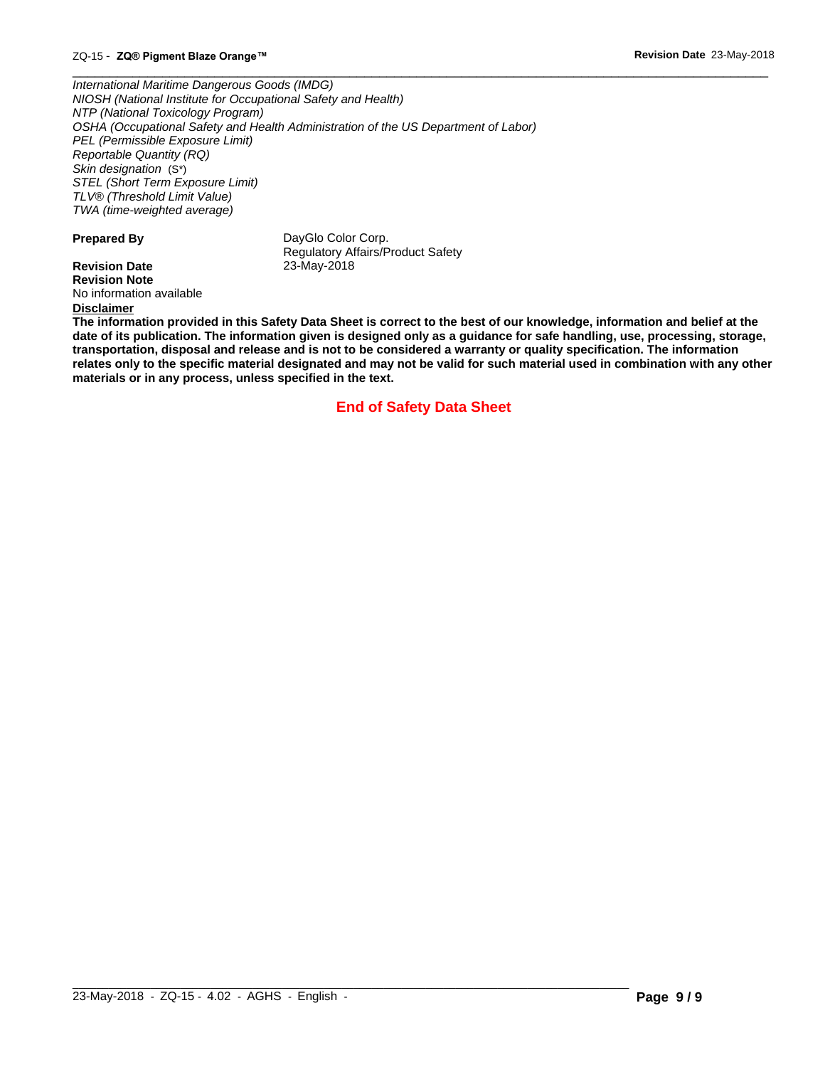*International Maritime Dangerous Goods (IMDG)*
*NIOSH (National Institute for Occupational Safety and Health)*
*NTP (National Toxicology Program)*
*OSHA (Occupational Safety and Health Administration of the US Department of Labor)*
*PEL (Permissible Exposure Limit)*
*Reportable Quantity (RQ)*
*Skin designation* (S*)
*STEL (Short Term Exposure Limit)*
*TLV® (Threshold Limit Value)*
*TWA (time-weighted average)*

**Prepared By** DayGlo Color Corp.
Regulatory Affairs/Product Safety

**Revision Date** 23-May-2018

**Revision Note**
No information available

**Disclaimer**

**The information provided in this Safety Data Sheet is correct to the best of our knowledge, information and belief at the date of its publication. The information given is designed only as a guidance for safe handling, use, processing, storage, transportation, disposal and release and is not to be considered a warranty or quality specification. The information relates only to the specific material designated and may not be valid for such material used in combination with any other materials or in any process, unless specified in the text.**

**End of Safety Data Sheet**